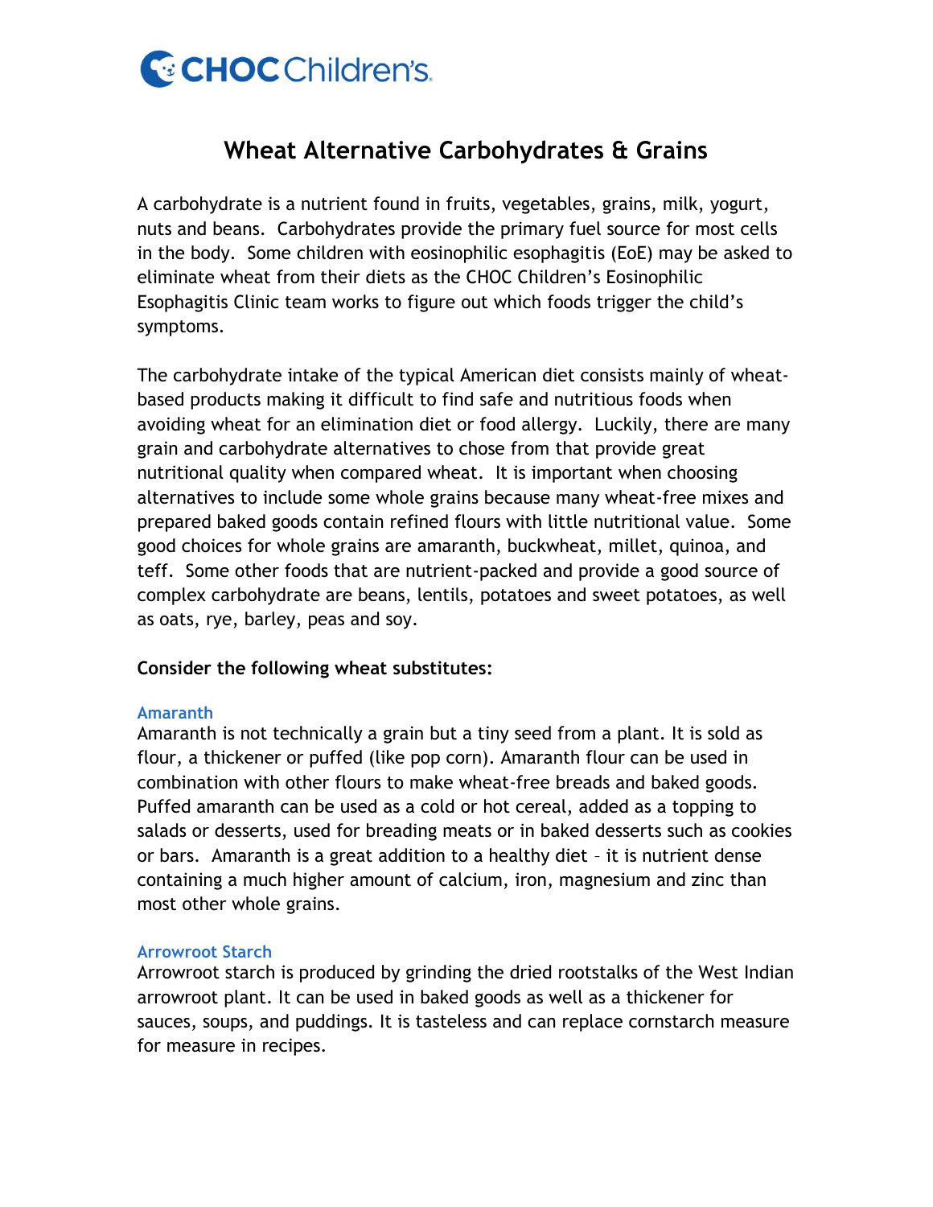CHOC Children's

# Wheat Alternative Carbohydrates & Grains

A carbohydrate is a nutrient found in fruits, vegetables, grains, milk, yogurt, nuts and beans. Carbohydrates provide the primary fuel source for most cells in the body. Some children with eosinophilic esophagitis (EoE) may be asked to eliminate wheat from their diets as the CHOC Children's Eosinophilic Esophagitis Clinic team works to figure out which foods trigger the child's symptoms.

The carbohydrate intake of the typical American diet consists mainly of wheat-based products making it difficult to find safe and nutritious foods when avoiding wheat for an elimination diet or food allergy. Luckily, there are many grain and carbohydrate alternatives to chose from that provide great nutritional quality when compared wheat. It is important when choosing alternatives to include some whole grains because many wheat-free mixes and prepared baked goods contain refined flours with little nutritional value. Some good choices for whole grains are amaranth, buckwheat, millet, quinoa, and teff. Some other foods that are nutrient-packed and provide a good source of complex carbohydrate are beans, lentils, potatoes and sweet potatoes, as well as oats, rye, barley, peas and soy.

**Consider the following wheat substitutes:**

### Amaranth

Amaranth is not technically a grain but a tiny seed from a plant. It is sold as flour, a thickener or puffed (like pop corn). Amaranth flour can be used in combination with other flours to make wheat-free breads and baked goods. Puffed amaranth can be used as a cold or hot cereal, added as a topping to salads or desserts, used for breading meats or in baked desserts such as cookies or bars. Amaranth is a great addition to a healthy diet – it is nutrient dense containing a much higher amount of calcium, iron, magnesium and zinc than most other whole grains.

### Arrowroot Starch

Arrowroot starch is produced by grinding the dried rootstalks of the West Indian arrowroot plant. It can be used in baked goods as well as a thickener for sauces, soups, and puddings. It is tasteless and can replace cornstarch measure for measure in recipes.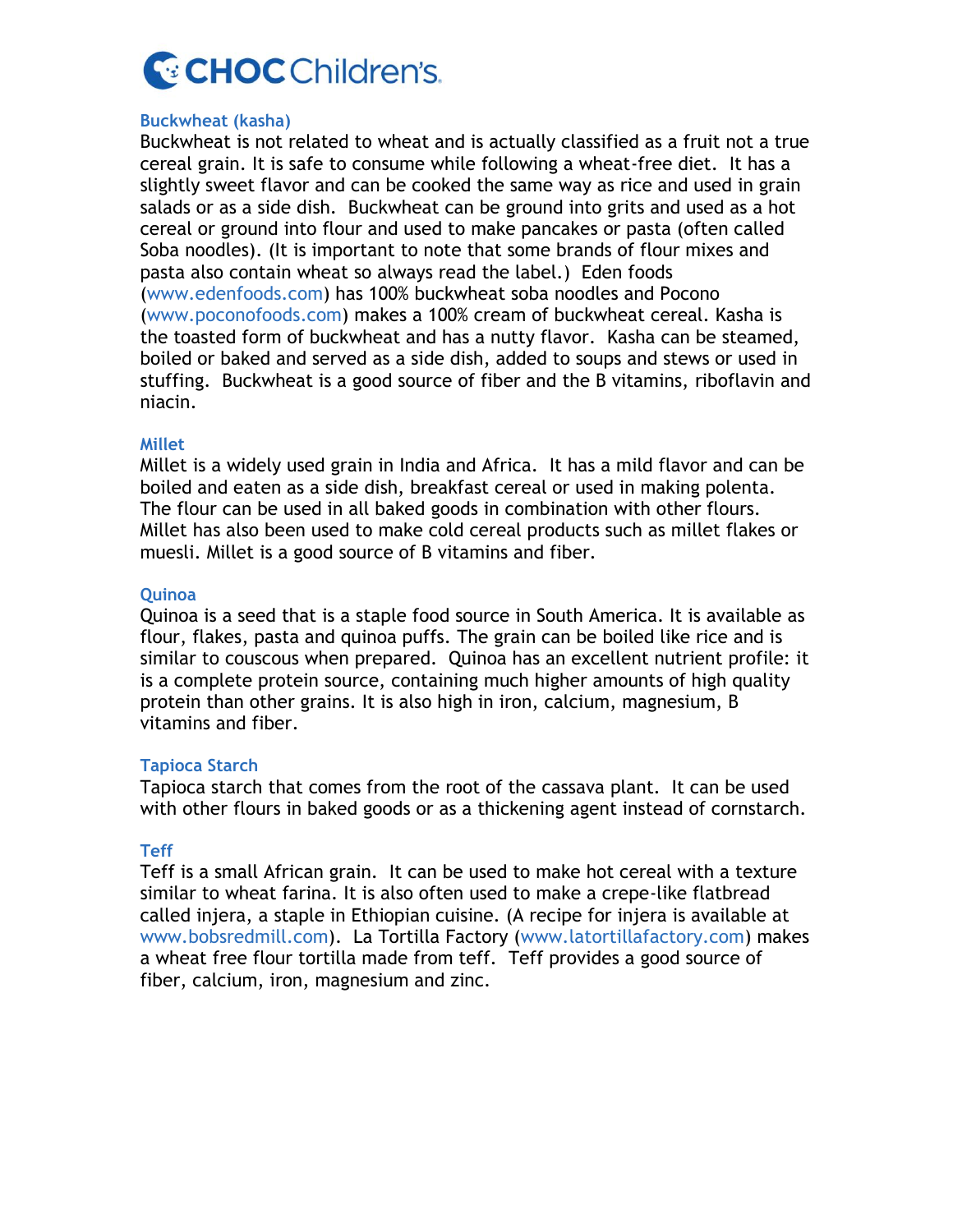### Buckwheat (kasha)

Buckwheat is not related to wheat and is actually classified as a fruit not a true cereal grain. It is safe to consume while following a wheat-free diet. It has a slightly sweet flavor and can be cooked the same way as rice and used in grain salads or as a side dish. Buckwheat can be ground into grits and used as a hot cereal or ground into flour and used to make pancakes or pasta (often called Soba noodles). (It is important to note that some brands of flour mixes and pasta also contain wheat so always read the label.) Eden foods (www.edenfoods.com) has 100% buckwheat soba noodles and Pocono (www.poconofoods.com) makes a 100% cream of buckwheat cereal. Kasha is the toasted form of buckwheat and has a nutty flavor. Kasha can be steamed, boiled or baked and served as a side dish, added to soups and stews or used in stuffing. Buckwheat is a good source of fiber and the B vitamins, riboflavin and niacin.

### Millet

Millet is a widely used grain in India and Africa. It has a mild flavor and can be boiled and eaten as a side dish, breakfast cereal or used in making polenta. The flour can be used in all baked goods in combination with other flours. Millet has also been used to make cold cereal products such as millet flakes or muesli. Millet is a good source of B vitamins and fiber.

### Quinoa

Quinoa is a seed that is a staple food source in South America. It is available as flour, flakes, pasta and quinoa puffs. The grain can be boiled like rice and is similar to couscous when prepared. Quinoa has an excellent nutrient profile: it is a complete protein source, containing much higher amounts of high quality protein than other grains. It is also high in iron, calcium, magnesium, B vitamins and fiber.

### Tapioca Starch

Tapioca starch that comes from the root of the cassava plant. It can be used with other flours in baked goods or as a thickening agent instead of cornstarch.

### Teff

Teff is a small African grain. It can be used to make hot cereal with a texture similar to wheat farina. It is also often used to make a crepe-like flatbread called injera, a staple in Ethiopian cuisine. (A recipe for injera is available at www.bobsredmill.com). La Tortilla Factory (www.latortillafactory.com) makes a wheat free flour tortilla made from teff. Teff provides a good source of fiber, calcium, iron, magnesium and zinc.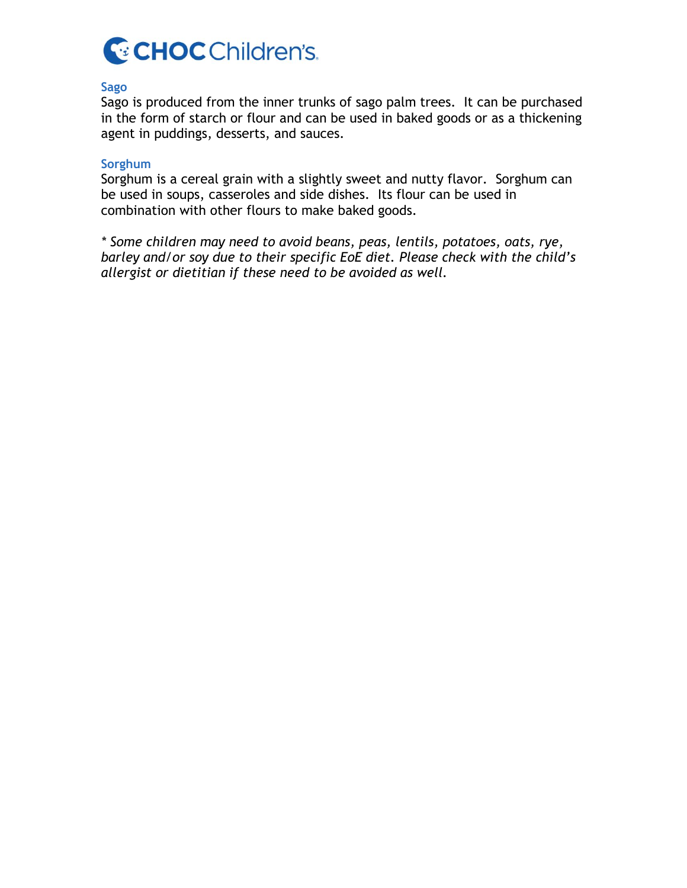### Sago

Sago is produced from the inner trunks of sago palm trees. It can be purchased in the form of starch or flour and can be used in baked goods or as a thickening agent in puddings, desserts, and sauces.

### Sorghum

Sorghum is a cereal grain with a slightly sweet and nutty flavor. Sorghum can be used in soups, casseroles and side dishes. Its flour can be used in combination with other flours to make baked goods.

*\* Some children may need to avoid beans, peas, lentils, potatoes, oats, rye, barley and/or soy due to their specific EoE diet. Please check with the child's allergist or dietitian if these need to be avoided as well.*